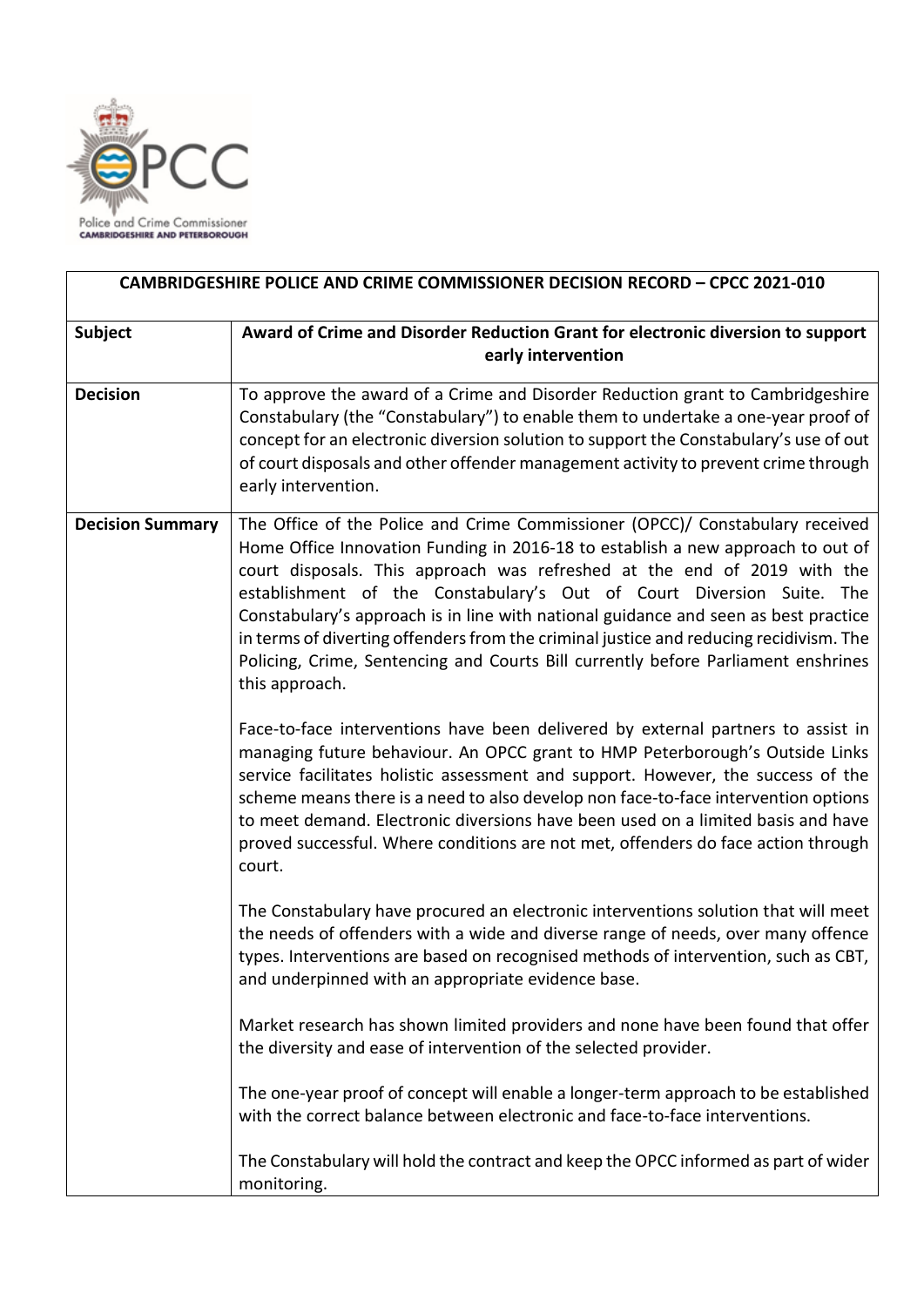Police and Crime Commissioner
CAMBRIDGESHIRE AND PETERBOROUGH

| CAMBRIDGESHIRE POLICE AND CRIME COMMISSIONER DECISION RECORD – CPCC 2021-010 | |
|---|---|
| **Subject** | **Award of Crime and Disorder Reduction Grant for electronic diversion to support early intervention** |
| **Decision** | To approve the award of a Crime and Disorder Reduction grant to Cambridgeshire Constabulary (the "Constabulary") to enable them to undertake a one-year proof of concept for an electronic diversion solution to support the Constabulary's use of out of court disposals and other offender management activity to prevent crime through early intervention. |
| **Decision Summary** | The Office of the Police and Crime Commissioner (OPCC)/ Constabulary received Home Office Innovation Funding in 2016-18 to establish a new approach to out of court disposals. This approach was refreshed at the end of 2019 with the establishment of the Constabulary's Out of Court Diversion Suite. The Constabulary's approach is in line with national guidance and seen as best practice in terms of diverting offenders from the criminal justice and reducing recidivism. The Policing, Crime, Sentencing and Courts Bill currently before Parliament enshrines this approach.<br><br>Face-to-face interventions have been delivered by external partners to assist in managing future behaviour. An OPCC grant to HMP Peterborough's Outside Links service facilitates holistic assessment and support. However, the success of the scheme means there is a need to also develop non face-to-face intervention options to meet demand. Electronic diversions have been used on a limited basis and have proved successful. Where conditions are not met, offenders do face action through court.<br><br>The Constabulary have procured an electronic interventions solution that will meet the needs of offenders with a wide and diverse range of needs, over many offence types. Interventions are based on recognised methods of intervention, such as CBT, and underpinned with an appropriate evidence base.<br><br>Market research has shown limited providers and none have been found that offer the diversity and ease of intervention of the selected provider.<br><br>The one-year proof of concept will enable a longer-term approach to be established with the correct balance between electronic and face-to-face interventions.<br><br>The Constabulary will hold the contract and keep the OPCC informed as part of wider monitoring. |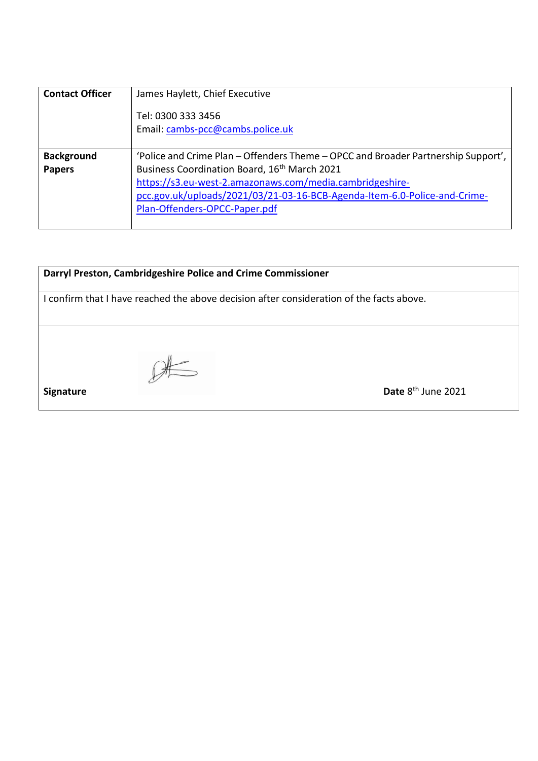| | |
|---|---|
| **Contact Officer** | James Haylett, Chief Executive<br><br>Tel: 0300 333 3456<br>Email: cambs-pcc@cambs.police.uk |
| **Background Papers** | 'Police and Crime Plan – Offenders Theme – OPCC and Broader Partnership Support', Business Coordination Board, 16th March 2021<br>https://s3.eu-west-2.amazonaws.com/media.cambridgeshire-pcc.gov.uk/uploads/2021/03/21-03-16-BCB-Agenda-Item-6.0-Police-and-Crime-Plan-Offenders-OPCC-Paper.pdf |

| |
|---|
| **Darryl Preston, Cambridgeshire Police and Crime Commissioner** |
| I confirm that I have reached the above decision after consideration of the facts above. |
| **Signature** **Date** 8th June 2021 |